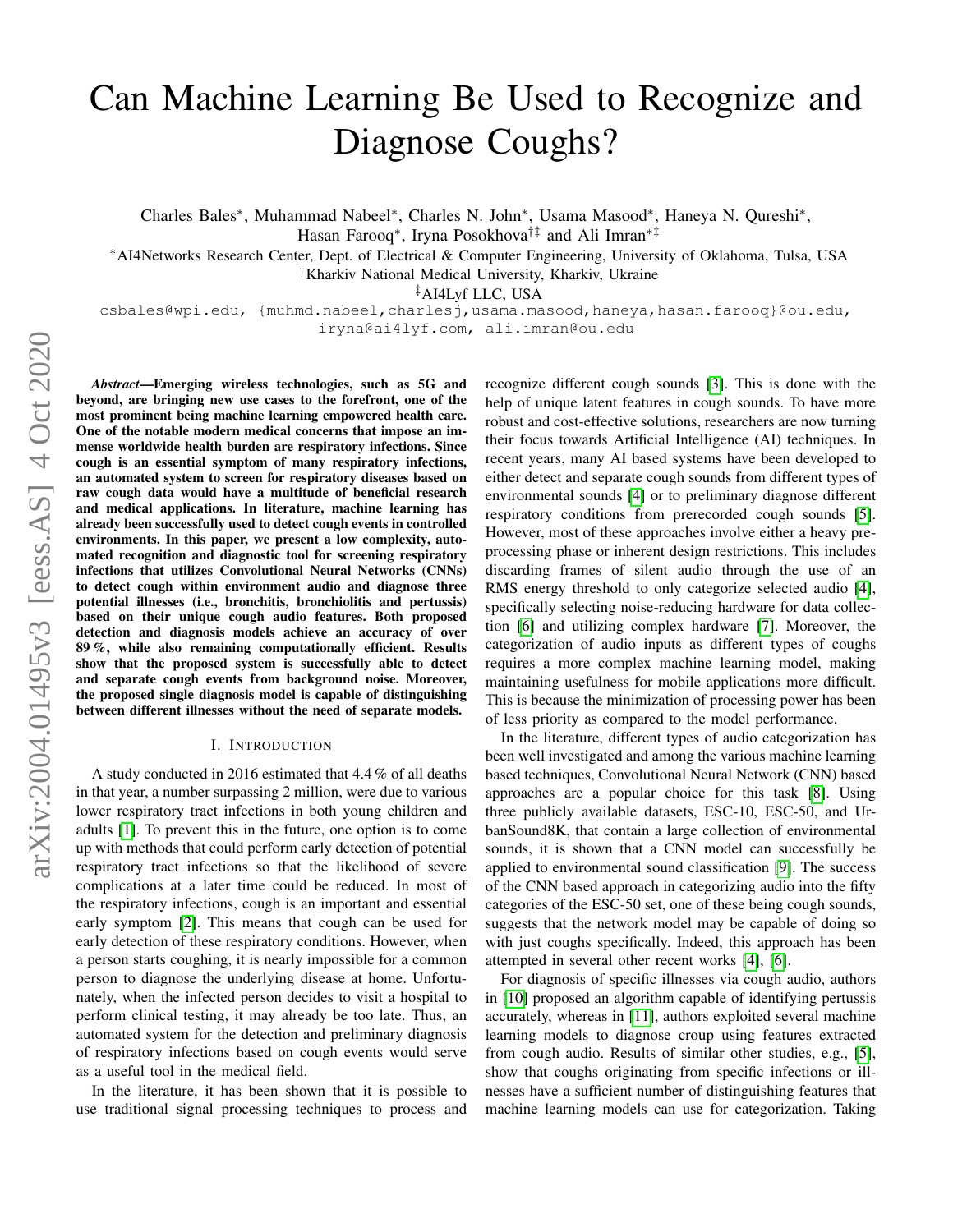# Can Machine Learning Be Used to Recognize and Diagnose Coughs?

Charles Bales*, Muhammad Nabeel*, Charles N. John*, Usama Masood*, Haneya N. Qureshi*, Hasan Farooq*, Iryna Posokhova†‡ and Ali Imran*‡

*AI4Networks Research Center, Dept. of Electrical & Computer Engineering, University of Oklahoma, Tulsa, USA
†Kharkiv National Medical University, Kharkiv, Ukraine
‡AI4Lyf LLC, USA

csbales@wpi.edu, {muhmd.nabeel,charlesj,usama.masood,haneya,hasan.farooq}@ou.edu, iryna@ai4lyf.com, ali.imran@ou.edu

***Abstract*—Emerging wireless technologies, such as 5G and beyond, are bringing new use cases to the forefront, one of the most prominent being machine learning empowered health care. One of the notable modern medical concerns that impose an immense worldwide health burden are respiratory infections. Since cough is an essential symptom of many respiratory infections, an automated system to screen for respiratory diseases based on raw cough data would have a multitude of beneficial research and medical applications. In literature, machine learning has already been successfully used to detect cough events in controlled environments. In this paper, we present a low complexity, automated recognition and diagnostic tool for screening respiratory infections that utilizes Convolutional Neural Networks (CNNs) to detect cough within environment audio and diagnose three potential illnesses (i.e., bronchitis, bronchiolitis and pertussis) based on their unique cough audio features. Both proposed detection and diagnosis models achieve an accuracy of over 89 %, while also remaining computationally efficient. Results show that the proposed system is successfully able to detect and separate cough events from background noise. Moreover, the proposed single diagnosis model is capable of distinguishing between different illnesses without the need of separate models.**

## I. Introduction

A study conducted in 2016 estimated that 4.4 % of all deaths in that year, a number surpassing 2 million, were due to various lower respiratory tract infections in both young children and adults [1]. To prevent this in the future, one option is to come up with methods that could perform early detection of potential respiratory tract infections so that the likelihood of severe complications at a later time could be reduced. In most of the respiratory infections, cough is an important and essential early symptom [2]. This means that cough can be used for early detection of these respiratory conditions. However, when a person starts coughing, it is nearly impossible for a common person to diagnose the underlying disease at home. Unfortunately, when the infected person decides to visit a hospital to perform clinical testing, it may already be too late. Thus, an automated system for the detection and preliminary diagnosis of respiratory infections based on cough events would serve as a useful tool in the medical field.

In the literature, it has been shown that it is possible to use traditional signal processing techniques to process and recognize different cough sounds [3]. This is done with the help of unique latent features in cough sounds. To have more robust and cost-effective solutions, researchers are now turning their focus towards Artificial Intelligence (AI) techniques. In recent years, many AI based systems have been developed to either detect and separate cough sounds from different types of environmental sounds [4] or to preliminary diagnose different respiratory conditions from prerecorded cough sounds [5]. However, most of these approaches involve either a heavy preprocessing phase or inherent design restrictions. This includes discarding frames of silent audio through the use of an RMS energy threshold to only categorize selected audio [4], specifically selecting noise-reducing hardware for data collection [6] and utilizing complex hardware [7]. Moreover, the categorization of audio inputs as different types of coughs requires a more complex machine learning model, making maintaining usefulness for mobile applications more difficult. This is because the minimization of processing power has been of less priority as compared to the model performance.

In the literature, different types of audio categorization has been well investigated and among the various machine learning based techniques, Convolutional Neural Network (CNN) based approaches are a popular choice for this task [8]. Using three publicly available datasets, ESC-10, ESC-50, and UrbanSound8K, that contain a large collection of environmental sounds, it is shown that a CNN model can successfully be applied to environmental sound classification [9]. The success of the CNN based approach in categorizing audio into the fifty categories of the ESC-50 set, one of these being cough sounds, suggests that the network model may be capable of doing so with just coughs specifically. Indeed, this approach has been attempted in several other recent works [4], [6].

For diagnosis of specific illnesses via cough audio, authors in [10] proposed an algorithm capable of identifying pertussis accurately, whereas in [11], authors exploited several machine learning models to diagnose croup using features extracted from cough audio. Results of similar other studies, e.g., [5], show that coughs originating from specific infections or illnesses have a sufficient number of distinguishing features that machine learning models can use for categorization. Taking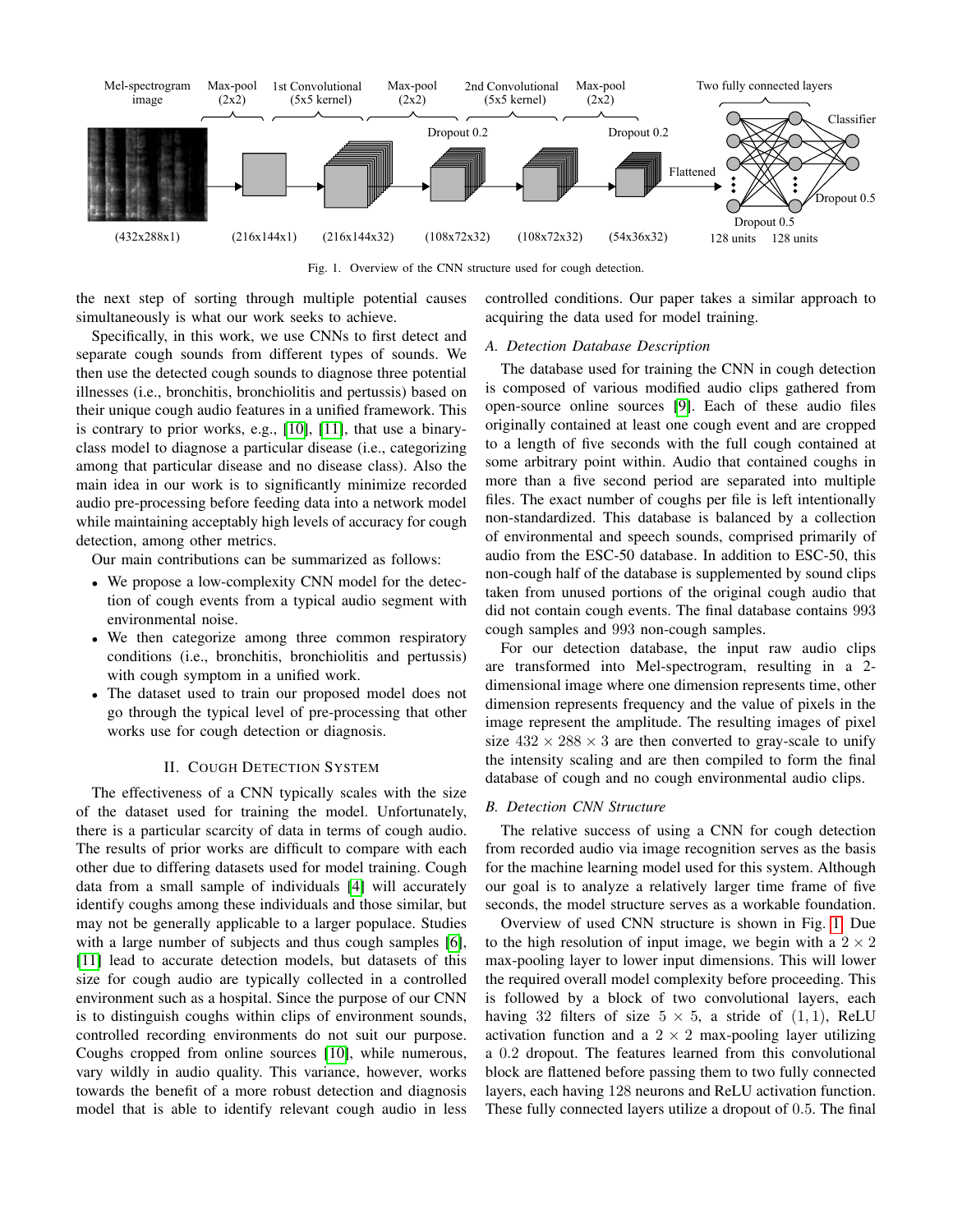Fig. 1. Overview of the CNN structure used for cough detection.

the next step of sorting through multiple potential causes simultaneously is what our work seeks to achieve.

Specifically, in this work, we use CNNs to first detect and separate cough sounds from different types of sounds. We then use the detected cough sounds to diagnose three potential illnesses (i.e., bronchitis, bronchiolitis and pertussis) based on their unique cough audio features in a unified framework. This is contrary to prior works, e.g., [10], [11], that use a binary-class model to diagnose a particular disease (i.e., categorizing among that particular disease and no disease class). Also the main idea in our work is to significantly minimize recorded audio pre-processing before feeding data into a network model while maintaining acceptably high levels of accuracy for cough detection, among other metrics.

Our main contributions can be summarized as follows:

- We propose a low-complexity CNN model for the detection of cough events from a typical audio segment with environmental noise.
- We then categorize among three common respiratory conditions (i.e., bronchitis, bronchiolitis and pertussis) with cough symptom in a unified work.
- The dataset used to train our proposed model does not go through the typical level of pre-processing that other works use for cough detection or diagnosis.

## II. Cough Detection System

The effectiveness of a CNN typically scales with the size of the dataset used for training the model. Unfortunately, there is a particular scarcity of data in terms of cough audio. The results of prior works are difficult to compare with each other due to differing datasets used for model training. Cough data from a small sample of individuals [4] will accurately identify coughs among these individuals and those similar, but may not be generally applicable to a larger populace. Studies with a large number of subjects and thus cough samples [6], [11] lead to accurate detection models, but datasets of this size for cough audio are typically collected in a controlled environment such as a hospital. Since the purpose of our CNN is to distinguish coughs within clips of environment sounds, controlled recording environments do not suit our purpose. Coughs cropped from online sources [10], while numerous, vary wildly in audio quality. This variance, however, works towards the benefit of a more robust detection and diagnosis model that is able to identify relevant cough audio in less controlled conditions. Our paper takes a similar approach to acquiring the data used for model training.

### A. Detection Database Description

The database used for training the CNN in cough detection is composed of various modified audio clips gathered from open-source online sources [9]. Each of these audio files originally contained at least one cough event and are cropped to a length of five seconds with the full cough contained at some arbitrary point within. Audio that contained coughs in more than a five second period are separated into multiple files. The exact number of coughs per file is left intentionally non-standardized. This database is balanced by a collection of environmental and speech sounds, comprised primarily of audio from the ESC-50 database. In addition to ESC-50, this non-cough half of the database is supplemented by sound clips taken from unused portions of the original cough audio that did not contain cough events. The final database contains 993 cough samples and 993 non-cough samples.

For our detection database, the input raw audio clips are transformed into Mel-spectrogram, resulting in a 2-dimensional image where one dimension represents time, other dimension represents frequency and the value of pixels in the image represent the amplitude. The resulting images of pixel size $432 \times 288 \times 3$ are then converted to gray-scale to unify the intensity scaling and are then compiled to form the final database of cough and no cough environmental audio clips.

### B. Detection CNN Structure

The relative success of using a CNN for cough detection from recorded audio via image recognition serves as the basis for the machine learning model used for this system. Although our goal is to analyze a relatively larger time frame of five seconds, the model structure serves as a workable foundation.

Overview of used CNN structure is shown in Fig. 1. Due to the high resolution of input image, we begin with a $2 \times 2$ max-pooling layer to lower input dimensions. This will lower the required overall model complexity before proceeding. This is followed by a block of two convolutional layers, each having 32 filters of size $5 \times 5$, a stride of $(1, 1)$, ReLU activation function and a $2 \times 2$ max-pooling layer utilizing a 0.2 dropout. The features learned from this convolutional block are flattened before passing them to two fully connected layers, each having 128 neurons and ReLU activation function. These fully connected layers utilize a dropout of 0.5. The final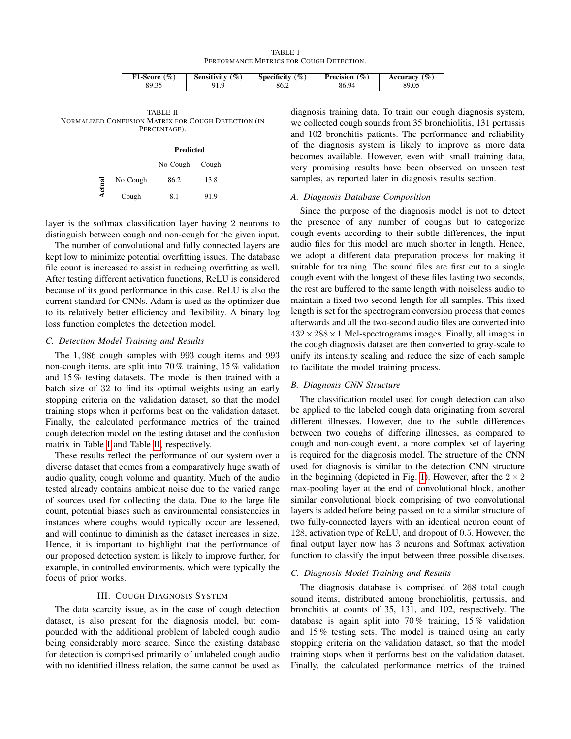TABLE I

Performance Metrics for Cough Detection.

| F1-Score (%) | Sensitivity (%) | Specificity (%) | Precision (%) | Accuracy (%) |
| --- | --- | --- | --- | --- |
| 89.35 | 91.9 | 86.2 | 86.94 | 89.05 |

TABLE II

Normalized Confusion Matrix for Cough Detection (in Percentage).

| Actual \ Predicted | No Cough | Cough |
| --- | --- | --- |
| No Cough | 86.2 | 13.8 |
| Cough | 8.1 | 91.9 |

layer is the softmax classification layer having 2 neurons to distinguish between cough and non-cough for the given input.

The number of convolutional and fully connected layers are kept low to minimize potential overfitting issues. The database file count is increased to assist in reducing overfitting as well. After testing different activation functions, ReLU is considered because of its good performance in this case. ReLU is also the current standard for CNNs. Adam is used as the optimizer due to its relatively better efficiency and flexibility. A binary log loss function completes the detection model.

### C. Detection Model Training and Results

The $1,986$ cough samples with 993 cough items and 993 non-cough items, are split into $70\,\%$ training, $15\,\%$ validation and $15\,\%$ testing datasets. The model is then trained with a batch size of 32 to find its optimal weights using an early stopping criteria on the validation dataset, so that the model training stops when it performs best on the validation dataset. Finally, the calculated performance metrics of the trained cough detection model on the testing dataset and the confusion matrix in Table I and Table II, respectively.

These results reflect the performance of our system over a diverse dataset that comes from a comparatively huge swath of audio quality, cough volume and quantity. Much of the audio tested already contains ambient noise due to the varied range of sources used for collecting the data. Due to the large file count, potential biases such as environmental consistencies in instances where coughs would typically occur are lessened, and will continue to diminish as the dataset increases in size. Hence, it is important to highlight that the performance of our proposed detection system is likely to improve further, for example, in controlled environments, which were typically the focus of prior works.

## III. Cough Diagnosis System

The data scarcity issue, as in the case of cough detection dataset, is also present for the diagnosis model, but compounded with the additional problem of labeled cough audio being considerably more scarce. Since the existing database for detection is comprised primarily of unlabeled cough audio with no identified illness relation, the same cannot be used as diagnosis training data. To train our cough diagnosis system, we collected cough sounds from 35 bronchiolitis, 131 pertussis and 102 bronchitis patients. The performance and reliability of the diagnosis system is likely to improve as more data becomes available. However, even with small training data, very promising results have been observed on unseen test samples, as reported later in diagnosis results section.

### A. Diagnosis Database Composition

Since the purpose of the diagnosis model is not to detect the presence of any number of coughs but to categorize cough events according to their subtle differences, the input audio files for this model are much shorter in length. Hence, we adopt a different data preparation process for making it suitable for training. The sound files are first cut to a single cough event with the longest of these files lasting two seconds, the rest are buffered to the same length with noiseless audio to maintain a fixed two second length for all samples. This fixed length is set for the spectrogram conversion process that comes afterwards and all the two-second audio files are converted into $432 \times 288 \times 1$ Mel-spectrograms images. Finally, all images in the cough diagnosis dataset are then converted to gray-scale to unify its intensity scaling and reduce the size of each sample to facilitate the model training process.

### B. Diagnosis CNN Structure

The classification model used for cough detection can also be applied to the labeled cough data originating from several different illnesses. However, due to the subtle differences between two coughs of differing illnesses, as compared to cough and non-cough event, a more complex set of layering is required for the diagnosis model. The structure of the CNN used for diagnosis is similar to the detection CNN structure in the beginning (depicted in Fig. 1). However, after the $2 \times 2$ max-pooling layer at the end of convolutional block, another similar convolutional block comprising of two convolutional layers is added before being passed on to a similar structure of two fully-connected layers with an identical neuron count of 128, activation type of ReLU, and dropout of $0.5$. However, the final output layer now has 3 neurons and Softmax activation function to classify the input between three possible diseases.

### C. Diagnosis Model Training and Results

The diagnosis database is comprised of 268 total cough sound items, distributed among bronchiolitis, pertussis, and bronchitis at counts of 35, 131, and 102, respectively. The database is again split into $70\,\%$ training, $15\,\%$ validation and $15\,\%$ testing sets. The model is trained using an early stopping criteria on the validation dataset, so that the model training stops when it performs best on the validation dataset. Finally, the calculated performance metrics of the trained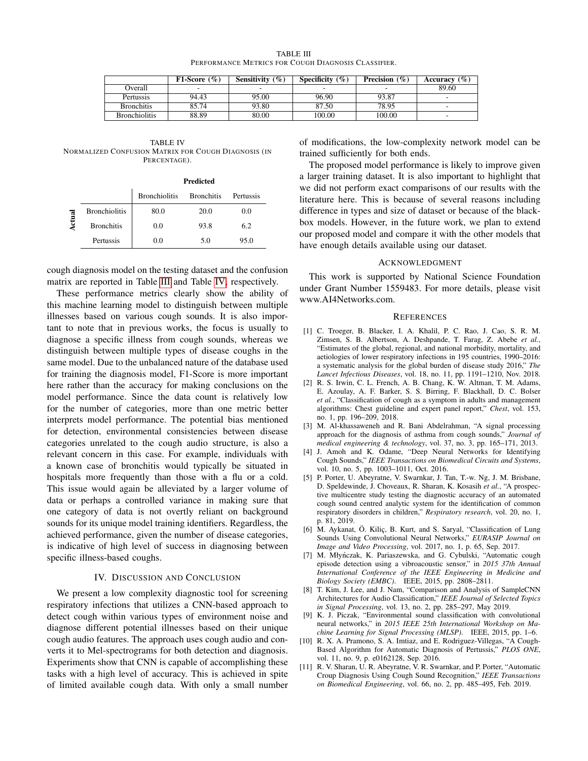TABLE III
PERFORMANCE METRICS FOR COUGH DIAGNOSIS CLASSIFIER.

| | F1-Score (%) | Sensitivity (%) | Specificity (%) | Precision (%) | Accuracy (%) |
|---|---|---|---|---|---|
| Overall | - | - | - | - | 89.60 |
| Pertussis | 94.43 | 95.00 | 96.90 | 93.87 | - |
| Bronchitis | 85.74 | 93.80 | 87.50 | 78.95 | - |
| Bronchiolitis | 88.89 | 80.00 | 100.00 | 100.00 | - |

TABLE IV
NORMALIZED CONFUSION MATRIX FOR COUGH DIAGNOSIS (IN PERCENTAGE).

| | | Predicted | | |
|---|---|---|---|---|
| | | Bronchiolitis | Bronchitis | Pertussis |
| Actual | Bronchiolitis | 80.0 | 20.0 | 0.0 |
| | Bronchitis | 0.0 | 93.8 | 6.2 |
| | Pertussis | 0.0 | 5.0 | 95.0 |

cough diagnosis model on the testing dataset and the confusion matrix are reported in Table III and Table IV, respectively.

These performance metrics clearly show the ability of this machine learning model to distinguish between multiple illnesses based on various cough sounds. It is also important to note that in previous works, the focus is usually to diagnose a specific illness from cough sounds, whereas we distinguish between multiple types of disease coughs in the same model. Due to the unbalanced nature of the database used for training the diagnosis model, F1-Score is more important here rather than the accuracy for making conclusions on the model performance. Since the data count is relatively low for the number of categories, more than one metric better interprets model performance. The potential bias mentioned for detection, environmental consistencies between disease categories unrelated to the cough audio structure, is also a relevant concern in this case. For example, individuals with a known case of bronchitis would typically be situated in hospitals more frequently than those with a flu or a cold. This issue would again be alleviated by a larger volume of data or perhaps a controlled variance in making sure that one category of data is not overtly reliant on background sounds for its unique model training identifiers. Regardless, the achieved performance, given the number of disease categories, is indicative of high level of success in diagnosing between specific illness-based coughs.

## IV. DISCUSSION AND CONCLUSION

We present a low complexity diagnostic tool for screening respiratory infections that utilizes a CNN-based approach to detect cough within various types of environment noise and diagnose different potential illnesses based on their unique cough audio features. The approach uses cough audio and converts it to Mel-spectrograms for both detection and diagnosis. Experiments show that CNN is capable of accomplishing these tasks with a high level of accuracy. This is achieved in spite of limited available cough data. With only a small number of modifications, the low-complexity network model can be trained sufficiently for both ends.

The proposed model performance is likely to improve given a larger training dataset. It is also important to highlight that we did not perform exact comparisons of our results with the literature here. This is because of several reasons including difference in types and size of dataset or because of the black-box models. However, in the future work, we plan to extend our proposed model and compare it with the other models that have enough details available using our dataset.

## ACKNOWLEDGMENT

This work is supported by National Science Foundation under Grant Number 1559483. For more details, please visit www.AI4Networks.com.

## REFERENCES

[1] C. Troeger, B. Blacker, I. A. Khalil, P. C. Rao, J. Cao, S. R. M. Zimsen, S. B. Albertson, A. Deshpande, T. Farag, Z. Abebe *et al.*, "Estimates of the global, regional, and national morbidity, mortality, and aetiologies of lower respiratory infections in 195 countries, 1990–2016: a systematic analysis for the global burden of disease study 2016," *The Lancet Infectious Diseases*, vol. 18, no. 11, pp. 1191–1210, Nov. 2018.

[2] R. S. Irwin, C. L. French, A. B. Chang, K. W. Altman, T. M. Adams, E. Azoulay, A. F. Barker, S. S. Birring, F. Blackhall, D. C. Bolser *et al.*, "Classification of cough as a symptom in adults and management algorithms: Chest guideline and expert panel report," *Chest*, vol. 153, no. 1, pp. 196–209, 2018.

[3] M. Al-khassaweneh and R. Bani Abdelrahman, "A signal processing approach for the diagnosis of asthma from cough sounds," *Journal of medical engineering & technology*, vol. 37, no. 3, pp. 165–171, 2013.

[4] J. Amoh and K. Odame, "Deep Neural Networks for Identifying Cough Sounds," *IEEE Transactions on Biomedical Circuits and Systems*, vol. 10, no. 5, pp. 1003–1011, Oct. 2016.

[5] P. Porter, U. Abeyratne, V. Swarnkar, J. Tan, T.-w. Ng, J. M. Brisbane, D. Speldewinde, J. Choveaux, R. Sharan, K. Kosasih *et al.*, "A prospective multicentre study testing the diagnostic accuracy of an automated cough sound centred analytic system for the identification of common respiratory disorders in children," *Respiratory research*, vol. 20, no. 1, p. 81, 2019.

[6] M. Aykanat, Ö. Kiliç, B. Kurt, and S. Saryal, "Classification of Lung Sounds Using Convolutional Neural Networks," *EURASIP Journal on Image and Video Processing*, vol. 2017, no. 1, p. 65, Sep. 2017.

[7] M. Młyńczak, K. Pariaszewska, and G. Cybulski, "Automatic cough episode detection using a vibroacoustic sensor," in *2015 37th Annual International Conference of the IEEE Engineering in Medicine and Biology Society (EMBC)*. IEEE, 2015, pp. 2808–2811.

[8] T. Kim, J. Lee, and J. Nam, "Comparison and Analysis of SampleCNN Architectures for Audio Classification," *IEEE Journal of Selected Topics in Signal Processing*, vol. 13, no. 2, pp. 285–297, May 2019.

[9] K. J. Piczak, "Environmental sound classification with convolutional neural networks," in *2015 IEEE 25th International Workshop on Machine Learning for Signal Processing (MLSP)*. IEEE, 2015, pp. 1–6.

[10] R. X. A. Pramono, S. A. Imtiaz, and E. Rodriguez-Villegas, "A Cough-Based Algorithm for Automatic Diagnosis of Pertussis," *PLOS ONE*, vol. 11, no. 9, p. e0162128, Sep. 2016.

[11] R. V. Sharan, U. R. Abeyratne, V. R. Swarnkar, and P. Porter, "Automatic Croup Diagnosis Using Cough Sound Recognition," *IEEE Transactions on Biomedical Engineering*, vol. 66, no. 2, pp. 485–495, Feb. 2019.